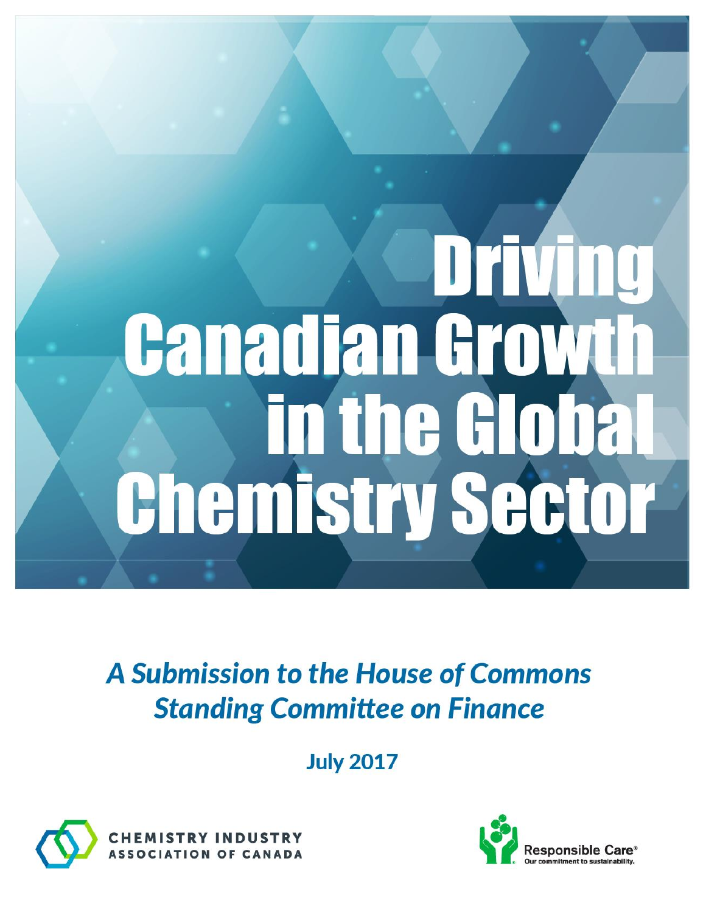# Driving Canadian Growth in the Global Chemistry Sector

***A Submission to the House of Commons Standing Committee on Finance***

**July 2017**

CHEMISTRY INDUSTRY ASSOCIATION OF CANADA

Responsible Care® Our commitment to sustainability.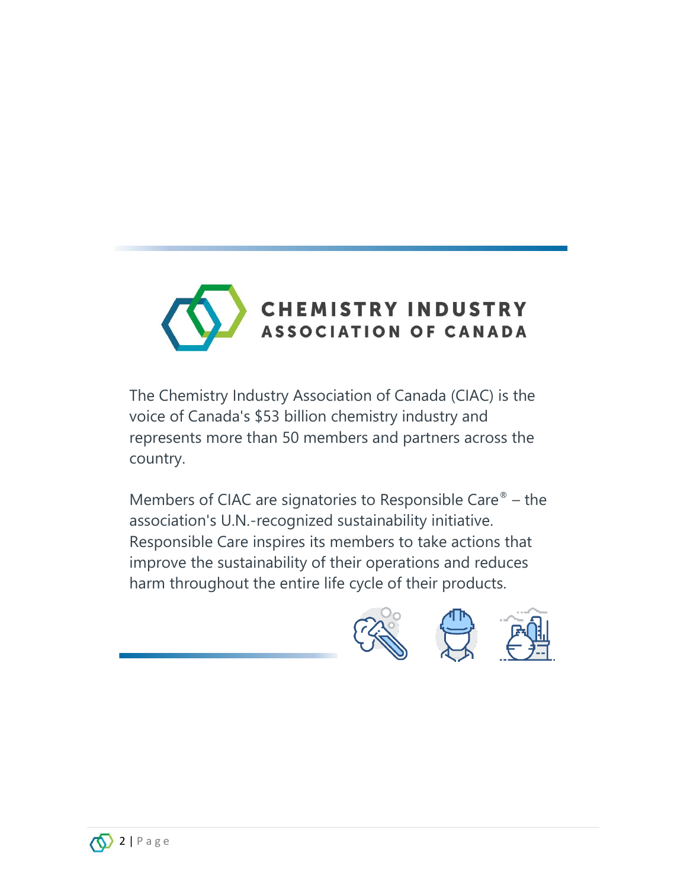# CHEMISTRY INDUSTRY ASSOCIATION OF CANADA

The Chemistry Industry Association of Canada (CIAC) is the voice of Canada's $53 billion chemistry industry and represents more than 50 members and partners across the country.

Members of CIAC are signatories to Responsible Care® – the association's U.N.-recognized sustainability initiative. Responsible Care inspires its members to take actions that improve the sustainability of their operations and reduces harm throughout the entire life cycle of their products.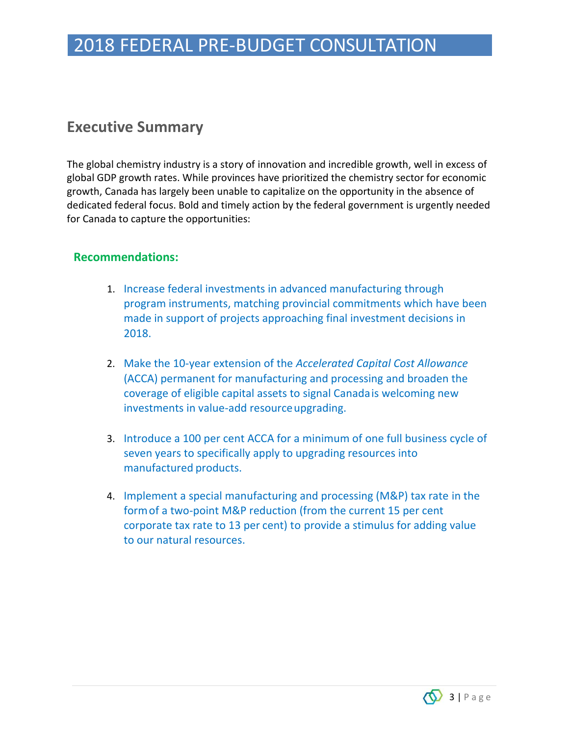# 2018 FEDERAL PRE-BUDGET CONSULTATION

## Executive Summary

The global chemistry industry is a story of innovation and incredible growth, well in excess of global GDP growth rates. While provinces have prioritized the chemistry sector for economic growth, Canada has largely been unable to capitalize on the opportunity in the absence of dedicated federal focus. Bold and timely action by the federal government is urgently needed for Canada to capture the opportunities:

### Recommendations:

1. Increase federal investments in advanced manufacturing through program instruments, matching provincial commitments which have been made in support of projects approaching final investment decisions in 2018.

2. Make the 10-year extension of the *Accelerated Capital Cost Allowance* (ACCA) permanent for manufacturing and processing and broaden the coverage of eligible capital assets to signal Canada is welcoming new investments in value-add resource upgrading.

3. Introduce a 100 per cent ACCA for a minimum of one full business cycle of seven years to specifically apply to upgrading resources into manufactured products.

4. Implement a special manufacturing and processing (M&P) tax rate in the form of a two-point M&P reduction (from the current 15 per cent corporate tax rate to 13 per cent) to provide a stimulus for adding value to our natural resources.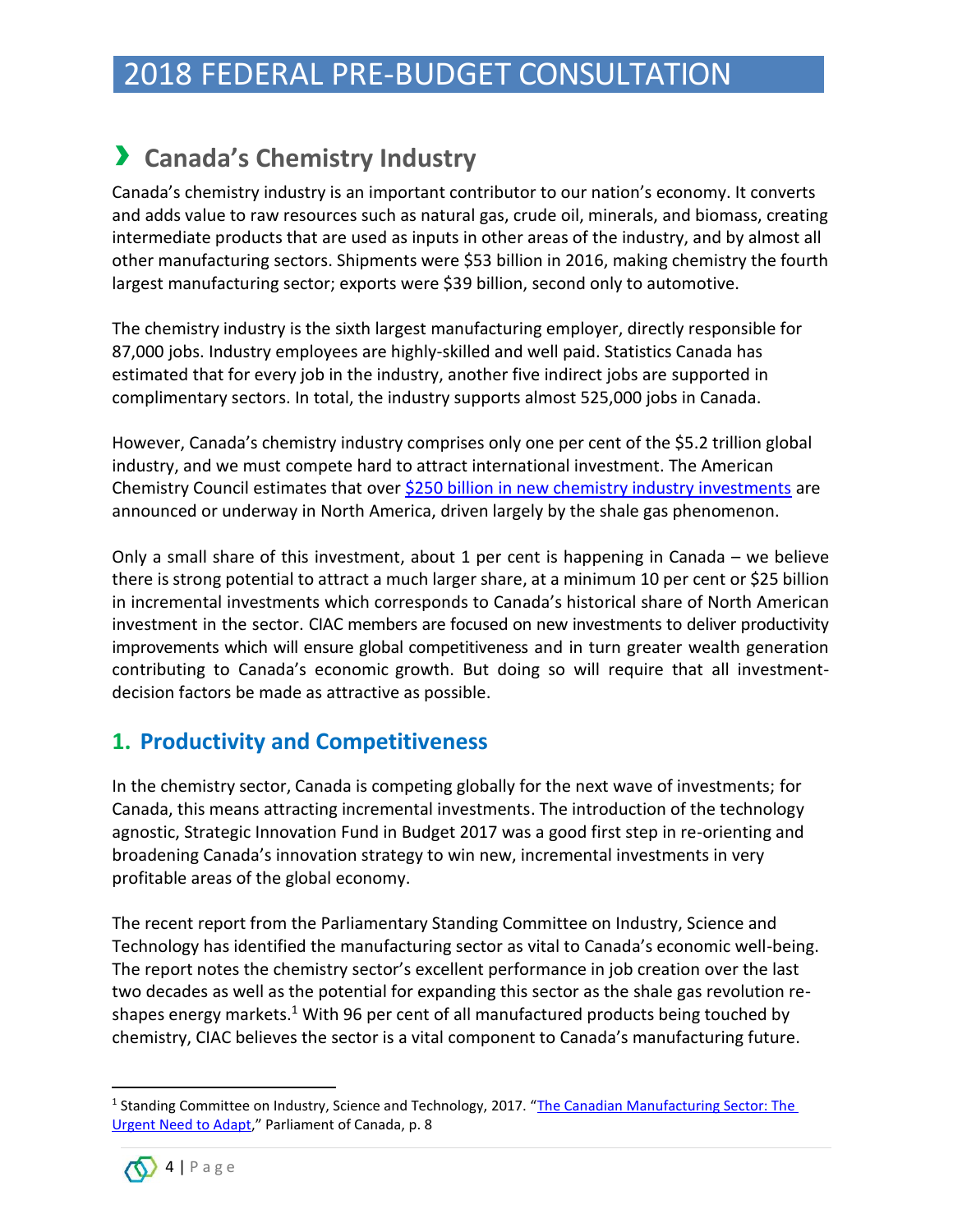## Canada's Chemistry Industry

Canada's chemistry industry is an important contributor to our nation's economy. It converts and adds value to raw resources such as natural gas, crude oil, minerals, and biomass, creating intermediate products that are used as inputs in other areas of the industry, and by almost all other manufacturing sectors. Shipments were $53 billion in 2016, making chemistry the fourth largest manufacturing sector; exports were $39 billion, second only to automotive.

The chemistry industry is the sixth largest manufacturing employer, directly responsible for 87,000 jobs. Industry employees are highly-skilled and well paid. Statistics Canada has estimated that for every job in the industry, another five indirect jobs are supported in complimentary sectors. In total, the industry supports almost 525,000 jobs in Canada.

However, Canada's chemistry industry comprises only one per cent of the $5.2 trillion global industry, and we must compete hard to attract international investment. The American Chemistry Council estimates that over [$250 billion in new chemistry industry investments]() are announced or underway in North America, driven largely by the shale gas phenomenon.

Only a small share of this investment, about 1 per cent is happening in Canada – we believe there is strong potential to attract a much larger share, at a minimum 10 per cent or $25 billion in incremental investments which corresponds to Canada's historical share of North American investment in the sector. CIAC members are focused on new investments to deliver productivity improvements which will ensure global competitiveness and in turn greater wealth generation contributing to Canada's economic growth. But doing so will require that all investment-decision factors be made as attractive as possible.

## 1. Productivity and Competitiveness

In the chemistry sector, Canada is competing globally for the next wave of investments; for Canada, this means attracting incremental investments. The introduction of the technology agnostic, Strategic Innovation Fund in Budget 2017 was a good first step in re-orienting and broadening Canada's innovation strategy to win new, incremental investments in very profitable areas of the global economy.

The recent report from the Parliamentary Standing Committee on Industry, Science and Technology has identified the manufacturing sector as vital to Canada's economic well-being. The report notes the chemistry sector's excellent performance in job creation over the last two decades as well as the potential for expanding this sector as the shale gas revolution re-shapes energy markets.[1] With 96 per cent of all manufactured products being touched by chemistry, CIAC believes the sector is a vital component to Canada's manufacturing future.

---

[1] Standing Committee on Industry, Science and Technology, 2017. "[The Canadian Manufacturing Sector: The Urgent Need to Adapt]()," Parliament of Canada, p. 8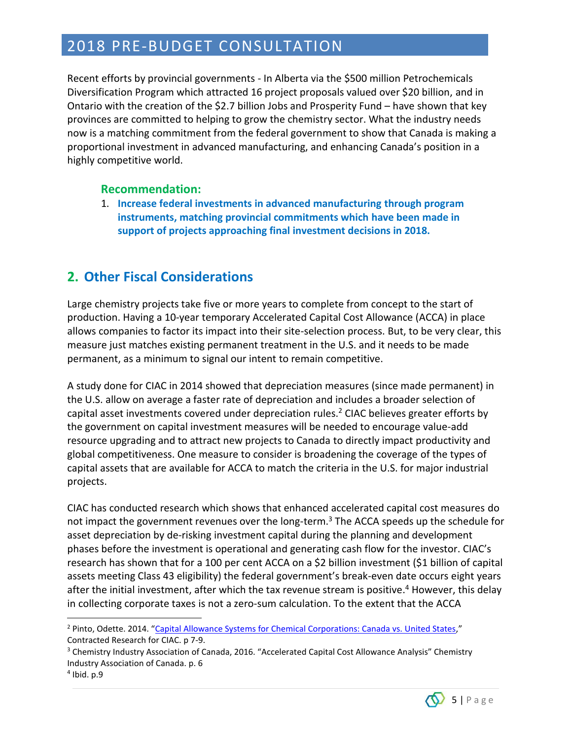Recent efforts by provincial governments - In Alberta via the $500 million Petrochemicals Diversification Program which attracted 16 project proposals valued over $20 billion, and in Ontario with the creation of the $2.7 billion Jobs and Prosperity Fund – have shown that key provinces are committed to helping to grow the chemistry sector. What the industry needs now is a matching commitment from the federal government to show that Canada is making a proportional investment in advanced manufacturing, and enhancing Canada's position in a highly competitive world.

### Recommendation:

1. **Increase federal investments in advanced manufacturing through program instruments, matching provincial commitments which have been made in support of projects approaching final investment decisions in 2018.**

## 2. Other Fiscal Considerations

Large chemistry projects take five or more years to complete from concept to the start of production. Having a 10-year temporary Accelerated Capital Cost Allowance (ACCA) in place allows companies to factor its impact into their site-selection process. But, to be very clear, this measure just matches existing permanent treatment in the U.S. and it needs to be made permanent, as a minimum to signal our intent to remain competitive.

A study done for CIAC in 2014 showed that depreciation measures (since made permanent) in the U.S. allow on average a faster rate of depreciation and includes a broader selection of capital asset investments covered under depreciation rules.[2] CIAC believes greater efforts by the government on capital investment measures will be needed to encourage value-add resource upgrading and to attract new projects to Canada to directly impact productivity and global competitiveness. One measure to consider is broadening the coverage of the types of capital assets that are available for ACCA to match the criteria in the U.S. for major industrial projects.

CIAC has conducted research which shows that enhanced accelerated capital cost measures do not impact the government revenues over the long-term.[3] The ACCA speeds up the schedule for asset depreciation by de-risking investment capital during the planning and development phases before the investment is operational and generating cash flow for the investor. CIAC's research has shown that for a 100 per cent ACCA on a $2 billion investment ($1 billion of capital assets meeting Class 43 eligibility) the federal government's break-even date occurs eight years after the initial investment, after which the tax revenue stream is positive.[4] However, this delay in collecting corporate taxes is not a zero-sum calculation. To the extent that the ACCA

---

[2] Pinto, Odette. 2014. "Capital Allowance Systems for Chemical Corporations: Canada vs. United States," Contracted Research for CIAC. p 7-9.

[3] Chemistry Industry Association of Canada, 2016. "Accelerated Capital Cost Allowance Analysis" Chemistry Industry Association of Canada. p. 6

[4] Ibid. p.9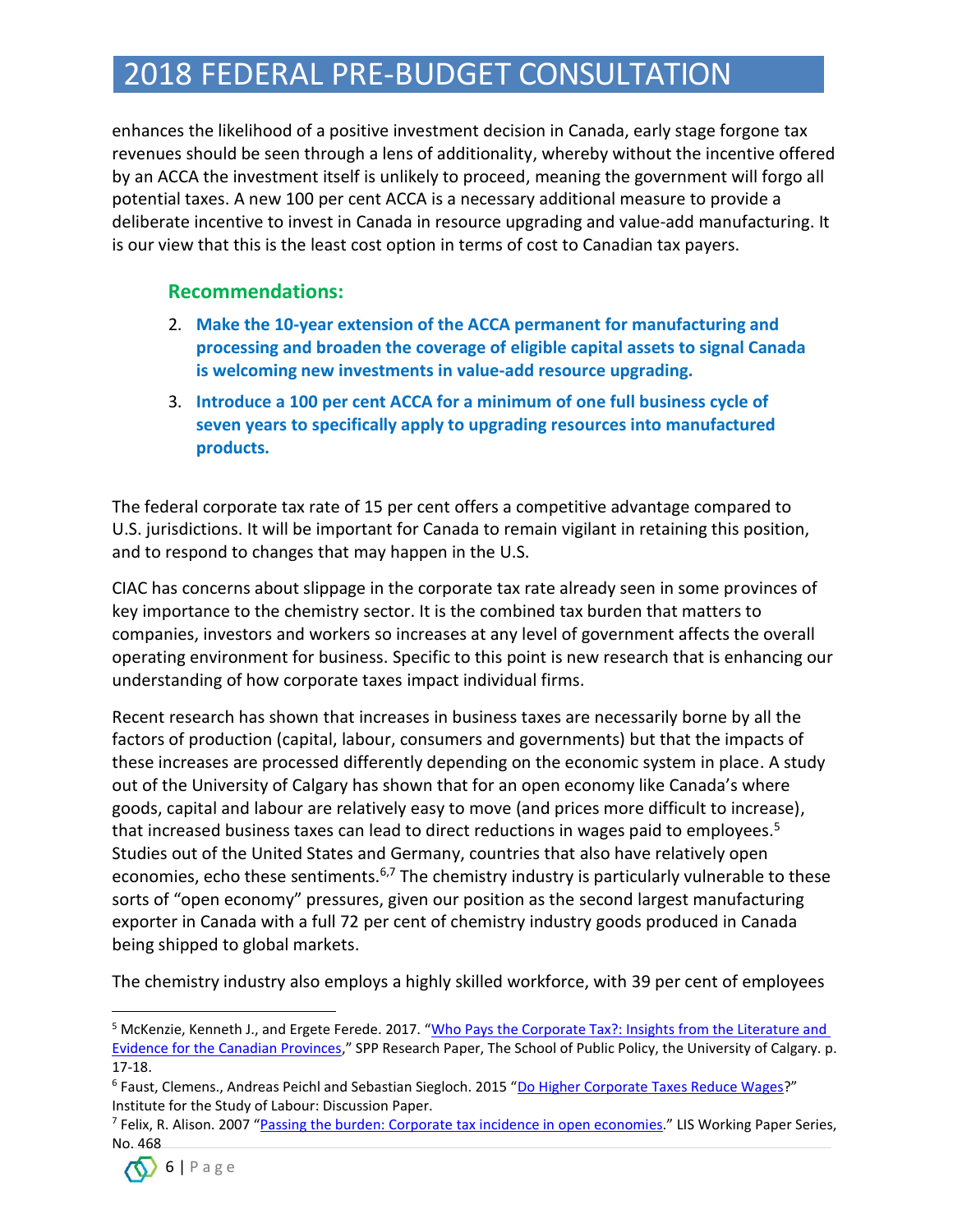enhances the likelihood of a positive investment decision in Canada, early stage forgone tax revenues should be seen through a lens of additionality, whereby without the incentive offered by an ACCA the investment itself is unlikely to proceed, meaning the government will forgo all potential taxes. A new 100 per cent ACCA is a necessary additional measure to provide a deliberate incentive to invest in Canada in resource upgrading and value-add manufacturing. It is our view that this is the least cost option in terms of cost to Canadian tax payers.

### Recommendations:

2. **Make the 10-year extension of the ACCA permanent for manufacturing and processing and broaden the coverage of eligible capital assets to signal Canada is welcoming new investments in value-add resource upgrading.**
3. **Introduce a 100 per cent ACCA for a minimum of one full business cycle of seven years to specifically apply to upgrading resources into manufactured products.**

The federal corporate tax rate of 15 per cent offers a competitive advantage compared to U.S. jurisdictions. It will be important for Canada to remain vigilant in retaining this position, and to respond to changes that may happen in the U.S.

CIAC has concerns about slippage in the corporate tax rate already seen in some provinces of key importance to the chemistry sector. It is the combined tax burden that matters to companies, investors and workers so increases at any level of government affects the overall operating environment for business. Specific to this point is new research that is enhancing our understanding of how corporate taxes impact individual firms.

Recent research has shown that increases in business taxes are necessarily borne by all the factors of production (capital, labour, consumers and governments) but that the impacts of these increases are processed differently depending on the economic system in place. A study out of the University of Calgary has shown that for an open economy like Canada's where goods, capital and labour are relatively easy to move (and prices more difficult to increase), that increased business taxes can lead to direct reductions in wages paid to employees.[5] Studies out of the United States and Germany, countries that also have relatively open economies, echo these sentiments.[6,7] The chemistry industry is particularly vulnerable to these sorts of "open economy" pressures, given our position as the second largest manufacturing exporter in Canada with a full 72 per cent of chemistry industry goods produced in Canada being shipped to global markets.

The chemistry industry also employs a highly skilled workforce, with 39 per cent of employees

---

[5] McKenzie, Kenneth J., and Ergete Ferede. 2017. "Who Pays the Corporate Tax?: Insights from the Literature and Evidence for the Canadian Provinces," SPP Research Paper, The School of Public Policy, the University of Calgary. p. 17-18.

[6] Faust, Clemens., Andreas Peichl and Sebastian Siegloch. 2015 "Do Higher Corporate Taxes Reduce Wages?" Institute for the Study of Labour: Discussion Paper.

[7] Felix, R. Alison. 2007 "Passing the burden: Corporate tax incidence in open economies." LIS Working Paper Series, No. 468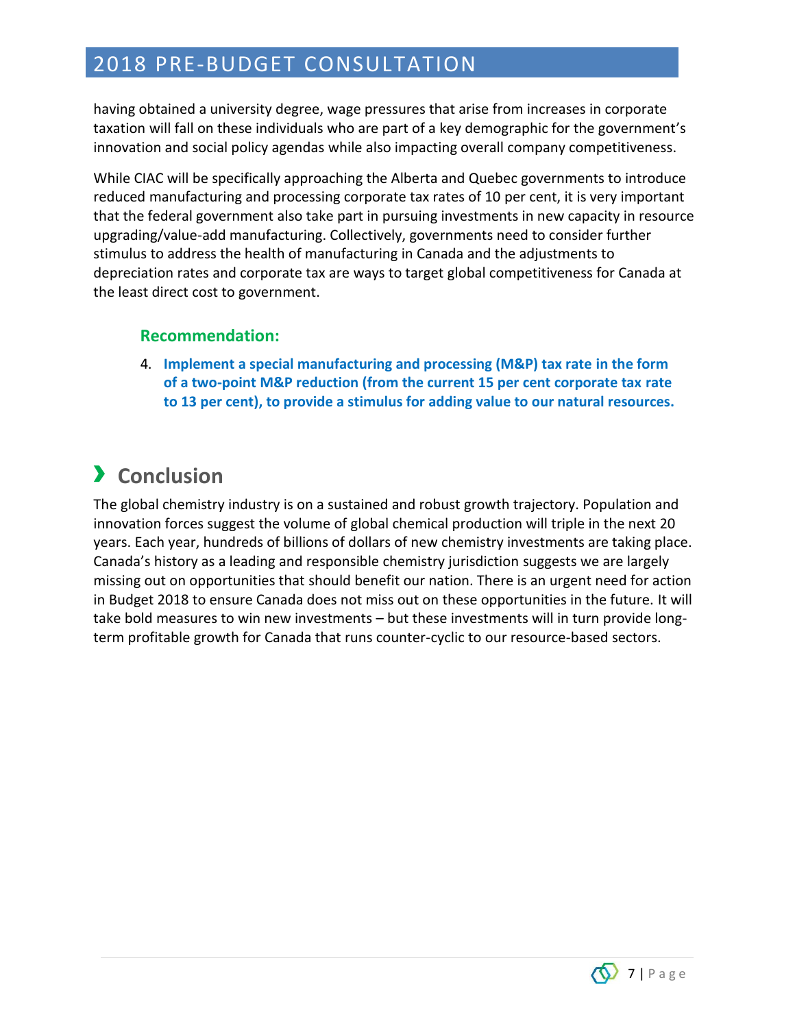having obtained a university degree, wage pressures that arise from increases in corporate taxation will fall on these individuals who are part of a key demographic for the government's innovation and social policy agendas while also impacting overall company competitiveness.

While CIAC will be specifically approaching the Alberta and Quebec governments to introduce reduced manufacturing and processing corporate tax rates of 10 per cent, it is very important that the federal government also take part in pursuing investments in new capacity in resource upgrading/value-add manufacturing. Collectively, governments need to consider further stimulus to address the health of manufacturing in Canada and the adjustments to depreciation rates and corporate tax are ways to target global competitiveness for Canada at the least direct cost to government.

### Recommendation:

4. **Implement a special manufacturing and processing (M&P) tax rate in the form of a two-point M&P reduction (from the current 15 per cent corporate tax rate to 13 per cent), to provide a stimulus for adding value to our natural resources.**

## Conclusion

The global chemistry industry is on a sustained and robust growth trajectory. Population and innovation forces suggest the volume of global chemical production will triple in the next 20 years. Each year, hundreds of billions of dollars of new chemistry investments are taking place. Canada's history as a leading and responsible chemistry jurisdiction suggests we are largely missing out on opportunities that should benefit our nation. There is an urgent need for action in Budget 2018 to ensure Canada does not miss out on these opportunities in the future. It will take bold measures to win new investments – but these investments will in turn provide long-term profitable growth for Canada that runs counter-cyclic to our resource-based sectors.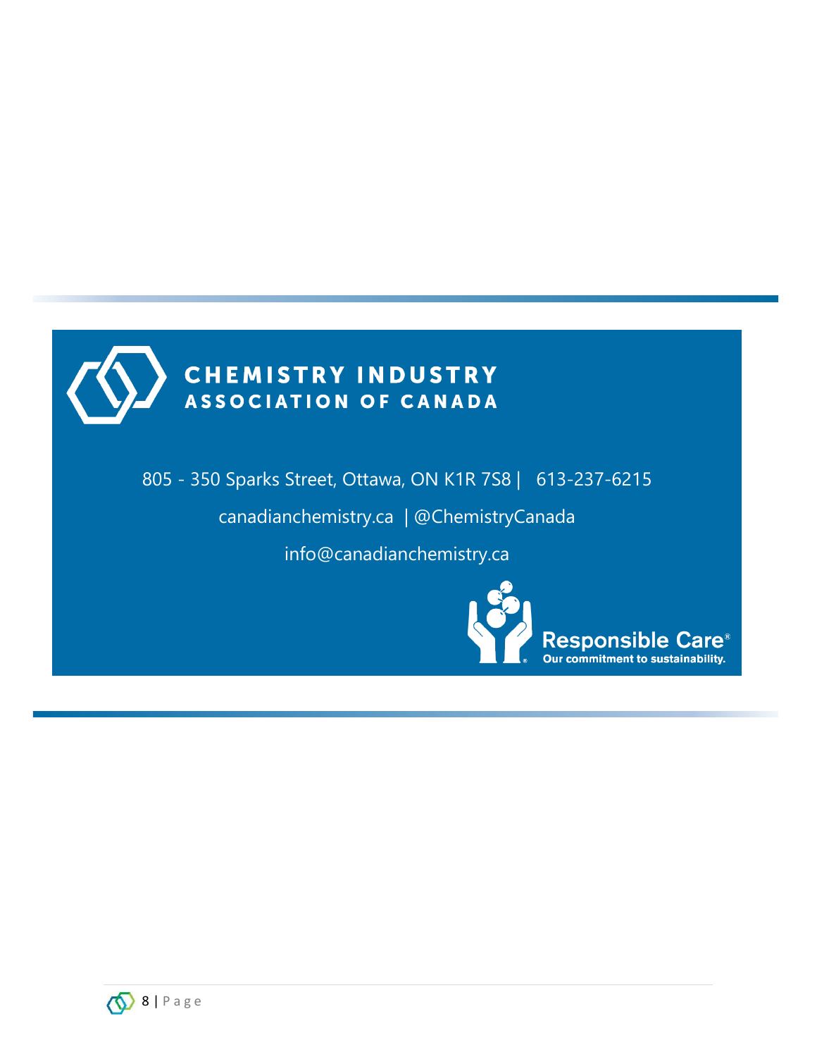# CHEMISTRY INDUSTRY ASSOCIATION OF CANADA

805 - 350 Sparks Street, Ottawa, ON K1R 7S8 | 613-237-6215

canadianchemistry.ca | @ChemistryCanada

info@canadianchemistry.ca

Responsible Care®
Our commitment to sustainability.